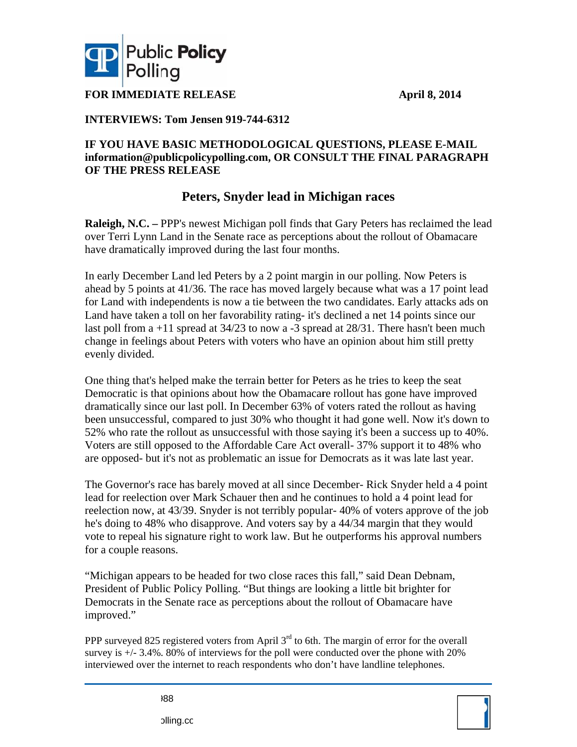**FOR IMMEDIATE RELEASE** **April 8, 2014**

**INTERVIEWS: Tom Jensen 919-744-6312**

**IF YOU HAVE BASIC METHODOLOGICAL QUESTIONS, PLEASE E-MAIL information@publicpolicypolling.com, OR CONSULT THE FINAL PARAGRAPH OF THE PRESS RELEASE**

## Peters, Snyder lead in Michigan races

**Raleigh, N.C. –** PPP's newest Michigan poll finds that Gary Peters has reclaimed the lead over Terri Lynn Land in the Senate race as perceptions about the rollout of Obamacare have dramatically improved during the last four months.

In early December Land led Peters by a 2 point margin in our polling. Now Peters is ahead by 5 points at 41/36. The race has moved largely because what was a 17 point lead for Land with independents is now a tie between the two candidates. Early attacks ads on Land have taken a toll on her favorability rating- it's declined a net 14 points since our last poll from a +11 spread at 34/23 to now a -3 spread at 28/31. There hasn't been much change in feelings about Peters with voters who have an opinion about him still pretty evenly divided.

One thing that's helped make the terrain better for Peters as he tries to keep the seat Democratic is that opinions about how the Obamacare rollout has gone have improved dramatically since our last poll. In December 63% of voters rated the rollout as having been unsuccessful, compared to just 30% who thought it had gone well. Now it's down to 52% who rate the rollout as unsuccessful with those saying it's been a success up to 40%. Voters are still opposed to the Affordable Care Act overall- 37% support it to 48% who are opposed- but it's not as problematic an issue for Democrats as it was late last year.

The Governor's race has barely moved at all since December- Rick Snyder held a 4 point lead for reelection over Mark Schauer then and he continues to hold a 4 point lead for reelection now, at 43/39. Snyder is not terribly popular- 40% of voters approve of the job he's doing to 48% who disapprove. And voters say by a 44/34 margin that they would vote to repeal his signature right to work law. But he outperforms his approval numbers for a couple reasons.

"Michigan appears to be headed for two close races this fall," said Dean Debnam, President of Public Policy Polling. "But things are looking a little bit brighter for Democrats in the Senate race as perceptions about the rollout of Obamacare have improved."

PPP surveyed 825 registered voters from April 3rd to 6th. The margin of error for the overall survey is +/- 3.4%. 80% of interviews for the poll were conducted over the phone with 20% interviewed over the internet to reach respondents who don't have landline telephones.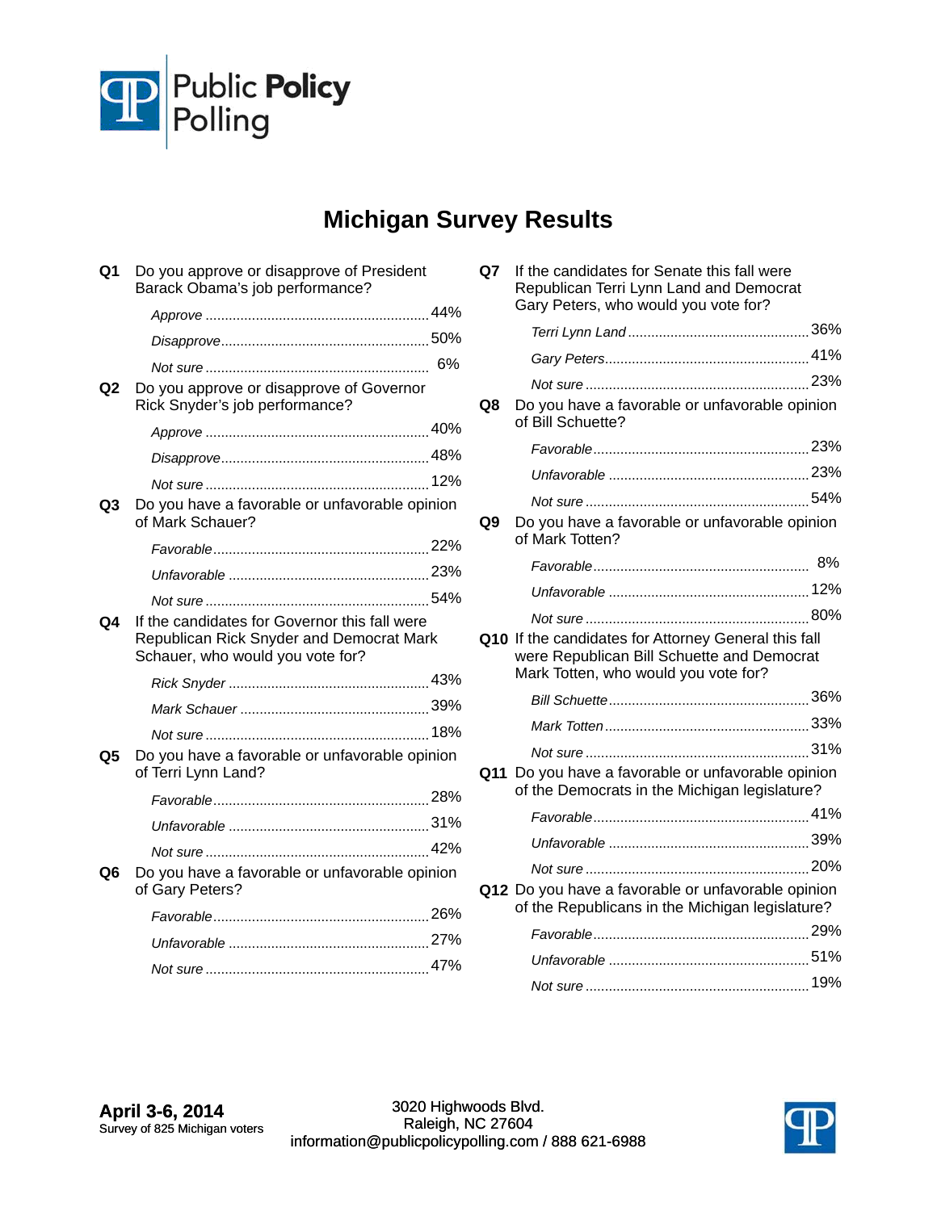Public Policy Polling

# Michigan Survey Results

**Q1** Do you approve or disapprove of President Barack Obama's job performance?

| | |
|---|---|
| *Approve* | 44% |
| *Disapprove* | 50% |
| *Not sure* | 6% |

**Q2** Do you approve or disapprove of Governor Rick Snyder's job performance?

| | |
|---|---|
| *Approve* | 40% |
| *Disapprove* | 48% |
| *Not sure* | 12% |

**Q3** Do you have a favorable or unfavorable opinion of Mark Schauer?

| | |
|---|---|
| *Favorable* | 22% |
| *Unfavorable* | 23% |
| *Not sure* | 54% |

**Q4** If the candidates for Governor this fall were Republican Rick Snyder and Democrat Mark Schauer, who would you vote for?

| | |
|---|---|
| *Rick Snyder* | 43% |
| *Mark Schauer* | 39% |
| *Not sure* | 18% |

**Q5** Do you have a favorable or unfavorable opinion of Terri Lynn Land?

| | |
|---|---|
| *Favorable* | 28% |
| *Unfavorable* | 31% |
| *Not sure* | 42% |

**Q6** Do you have a favorable or unfavorable opinion of Gary Peters?

| | |
|---|---|
| *Favorable* | 26% |
| *Unfavorable* | 27% |
| *Not sure* | 47% |

**Q7** If the candidates for Senate this fall were Republican Terri Lynn Land and Democrat Gary Peters, who would you vote for?

| | |
|---|---|
| *Terri Lynn Land* | 36% |
| *Gary Peters* | 41% |
| *Not sure* | 23% |

**Q8** Do you have a favorable or unfavorable opinion of Bill Schuette?

| | |
|---|---|
| *Favorable* | 23% |
| *Unfavorable* | 23% |
| *Not sure* | 54% |

**Q9** Do you have a favorable or unfavorable opinion of Mark Totten?

| | |
|---|---|
| *Favorable* | 8% |
| *Unfavorable* | 12% |
| *Not sure* | 80% |

**Q10** If the candidates for Attorney General this fall were Republican Bill Schuette and Democrat Mark Totten, who would you vote for?

| | |
|---|---|
| *Bill Schuette* | 36% |
| *Mark Totten* | 33% |
| *Not sure* | 31% |

**Q11** Do you have a favorable or unfavorable opinion of the Democrats in the Michigan legislature?

| | |
|---|---|
| *Favorable* | 41% |
| *Unfavorable* | 39% |
| *Not sure* | 20% |

**Q12** Do you have a favorable or unfavorable opinion of the Republicans in the Michigan legislature?

| | |
|---|---|
| *Favorable* | 29% |
| *Unfavorable* | 51% |
| *Not sure* | 19% |

**April 3-6, 2014**
Survey of 825 Michigan voters

3020 Highwoods Blvd.
Raleigh, NC 27604
information@publicpolicypolling.com / 888 621-6988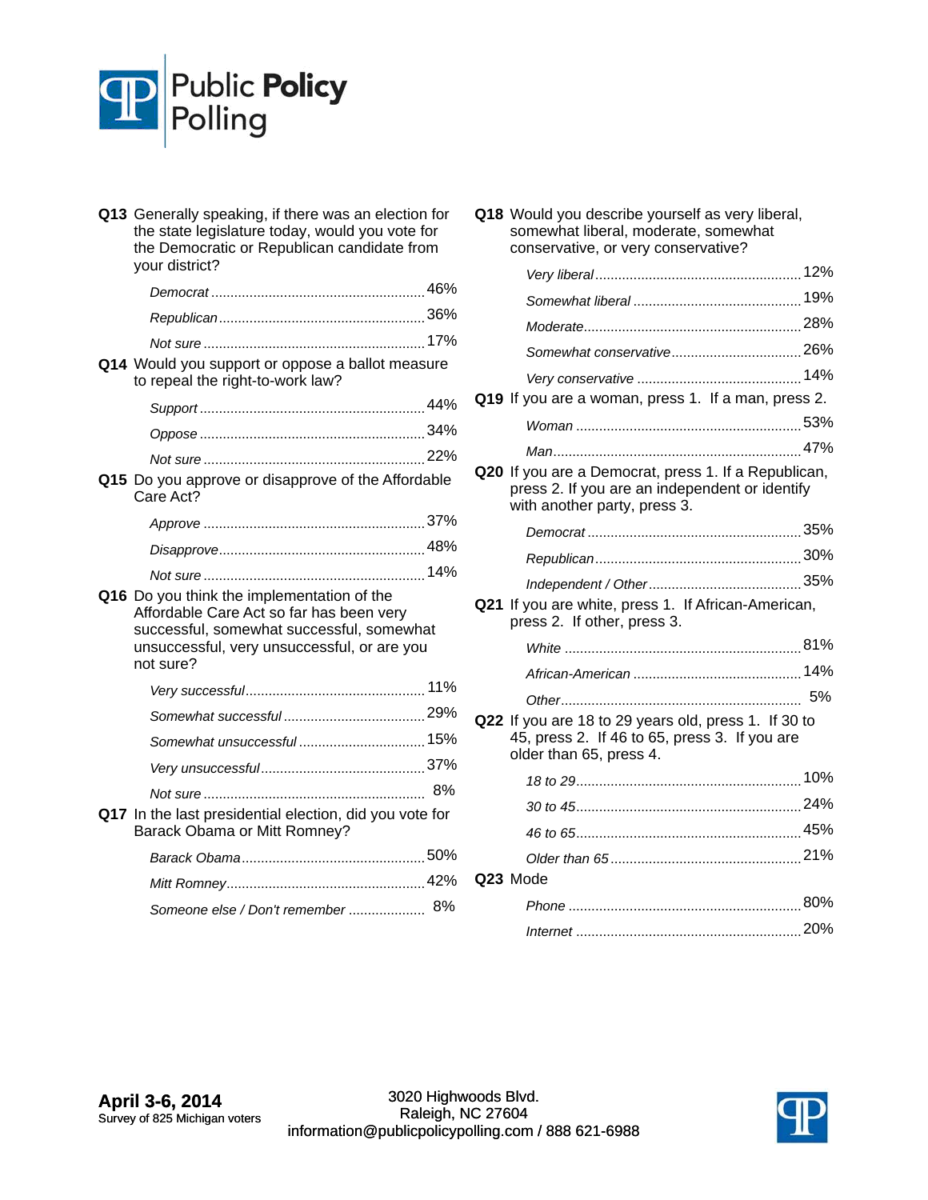**Q13** Generally speaking, if there was an election for the state legislature today, would you vote for the Democratic or Republican candidate from your district?

| | |
|---|---|
| *Democrat* | 46% |
| *Republican* | 36% |
| *Not sure* | 17% |

**Q14** Would you support or oppose a ballot measure to repeal the right-to-work law?

| | |
|---|---|
| *Support* | 44% |
| *Oppose* | 34% |
| *Not sure* | 22% |

**Q15** Do you approve or disapprove of the Affordable Care Act?

| | |
|---|---|
| *Approve* | 37% |
| *Disapprove* | 48% |
| *Not sure* | 14% |

**Q16** Do you think the implementation of the Affordable Care Act so far has been very successful, somewhat successful, somewhat unsuccessful, very unsuccessful, or are you not sure?

| | |
|---|---|
| *Very successful* | 11% |
| *Somewhat successful* | 29% |
| *Somewhat unsuccessful* | 15% |
| *Very unsuccessful* | 37% |
| *Not sure* | 8% |

**Q17** In the last presidential election, did you vote for Barack Obama or Mitt Romney?

| | |
|---|---|
| *Barack Obama* | 50% |
| *Mitt Romney* | 42% |
| *Someone else / Don't remember* | 8% |

**Q18** Would you describe yourself as very liberal, somewhat liberal, moderate, somewhat conservative, or very conservative?

| | |
|---|---|
| *Very liberal* | 12% |
| *Somewhat liberal* | 19% |
| *Moderate* | 28% |
| *Somewhat conservative* | 26% |
| *Very conservative* | 14% |

**Q19** If you are a woman, press 1. If a man, press 2.

| | |
|---|---|
| *Woman* | 53% |
| *Man* | 47% |

**Q20** If you are a Democrat, press 1. If a Republican, press 2. If you are an independent or identify with another party, press 3.

| | |
|---|---|
| *Democrat* | 35% |
| *Republican* | 30% |
| *Independent / Other* | 35% |

**Q21** If you are white, press 1. If African-American, press 2. If other, press 3.

| | |
|---|---|
| *White* | 81% |
| *African-American* | 14% |
| *Other* | 5% |

**Q22** If you are 18 to 29 years old, press 1. If 30 to 45, press 2. If 46 to 65, press 3. If you are older than 65, press 4.

| | |
|---|---|
| *18 to 29* | 10% |
| *30 to 45* | 24% |
| *46 to 65* | 45% |
| *Older than 65* | 21% |

**Q23** Mode

| | |
|---|---|
| *Phone* | 80% |
| *Internet* | 20% |

**April 3-6, 2014**
Survey of 825 Michigan voters

3020 Highwoods Blvd.
Raleigh, NC 27604
information@publicpolicypolling.com / 888 621-6988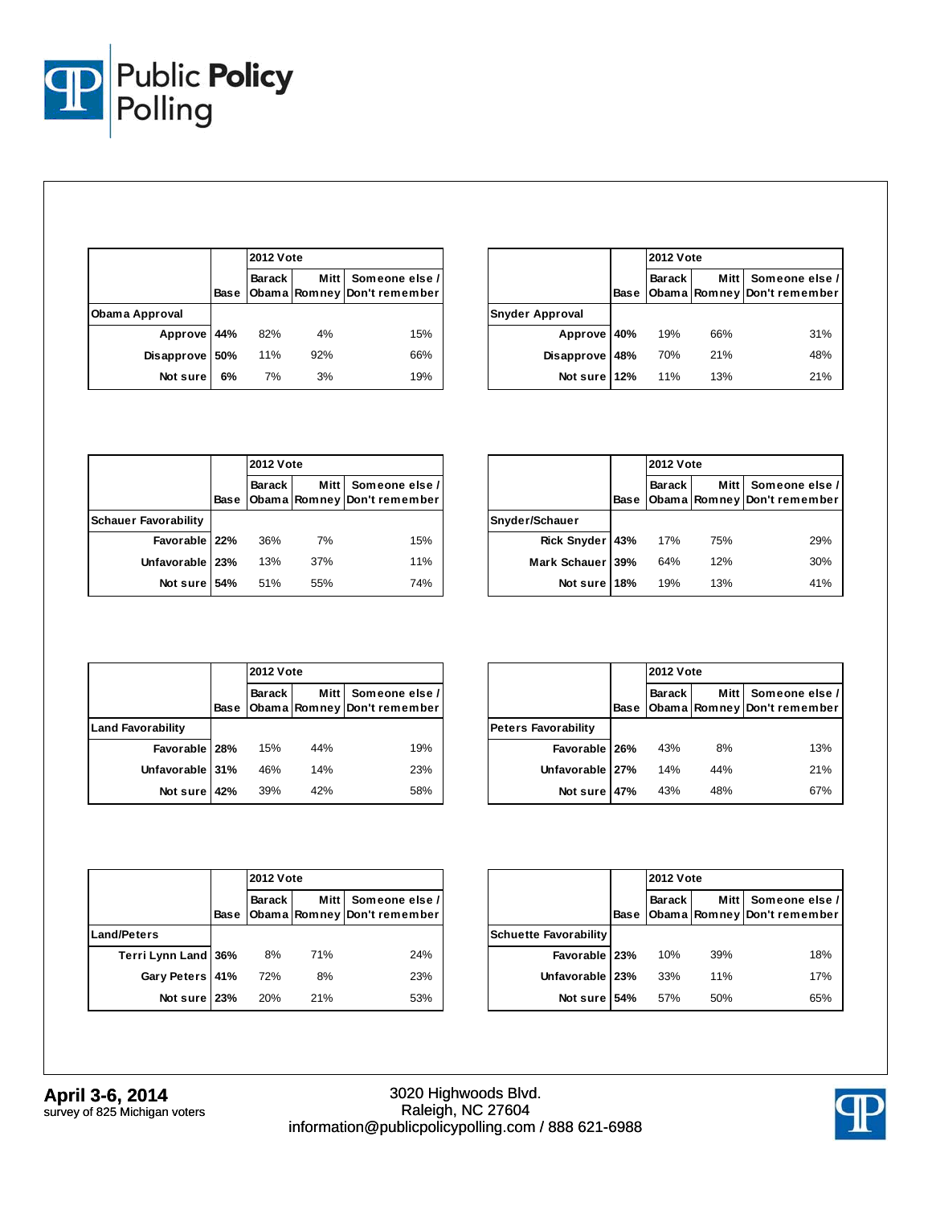| | Base | 2012 Vote Barack Obama | Mitt Romney | Someone else / Don't remember |
|---|---|---|---|---|
| **Obama Approval** | | | | |
| Approve | 44% | 82% | 4% | 15% |
| Disapprove | 50% | 11% | 92% | 66% |
| Not sure | 6% | 7% | 3% | 19% |

| | Base | 2012 Vote Barack Obama | Mitt Romney | Someone else / Don't remember |
|---|---|---|---|---|
| **Snyder Approval** | | | | |
| Approve | 40% | 19% | 66% | 31% |
| Disapprove | 48% | 70% | 21% | 48% |
| Not sure | 12% | 11% | 13% | 21% |

| | Base | 2012 Vote Barack Obama | Mitt Romney | Someone else / Don't remember |
|---|---|---|---|---|
| **Schauer Favorability** | | | | |
| Favorable | 22% | 36% | 7% | 15% |
| Unfavorable | 23% | 13% | 37% | 11% |
| Not sure | 54% | 51% | 55% | 74% |

| | Base | 2012 Vote Barack Obama | Mitt Romney | Someone else / Don't remember |
|---|---|---|---|---|
| **Snyder/Schauer** | | | | |
| Rick Snyder | 43% | 17% | 75% | 29% |
| Mark Schauer | 39% | 64% | 12% | 30% |
| Not sure | 18% | 19% | 13% | 41% |

| | Base | 2012 Vote Barack Obama | Mitt Romney | Someone else / Don't remember |
|---|---|---|---|---|
| **Land Favorability** | | | | |
| Favorable | 28% | 15% | 44% | 19% |
| Unfavorable | 31% | 46% | 14% | 23% |
| Not sure | 42% | 39% | 42% | 58% |

| | Base | 2012 Vote Barack Obama | Mitt Romney | Someone else / Don't remember |
|---|---|---|---|---|
| **Peters Favorability** | | | | |
| Favorable | 26% | 43% | 8% | 13% |
| Unfavorable | 27% | 14% | 44% | 21% |
| Not sure | 47% | 43% | 48% | 67% |

| | Base | 2012 Vote Barack Obama | Mitt Romney | Someone else / Don't remember |
|---|---|---|---|---|
| **Land/Peters** | | | | |
| Terri Lynn Land | 36% | 8% | 71% | 24% |
| Gary Peters | 41% | 72% | 8% | 23% |
| Not sure | 23% | 20% | 21% | 53% |

| | Base | 2012 Vote Barack Obama | Mitt Romney | Someone else / Don't remember |
|---|---|---|---|---|
| **Schuette Favorability** | | | | |
| Favorable | 23% | 10% | 39% | 18% |
| Unfavorable | 23% | 33% | 11% | 17% |
| Not sure | 54% | 57% | 50% | 65% |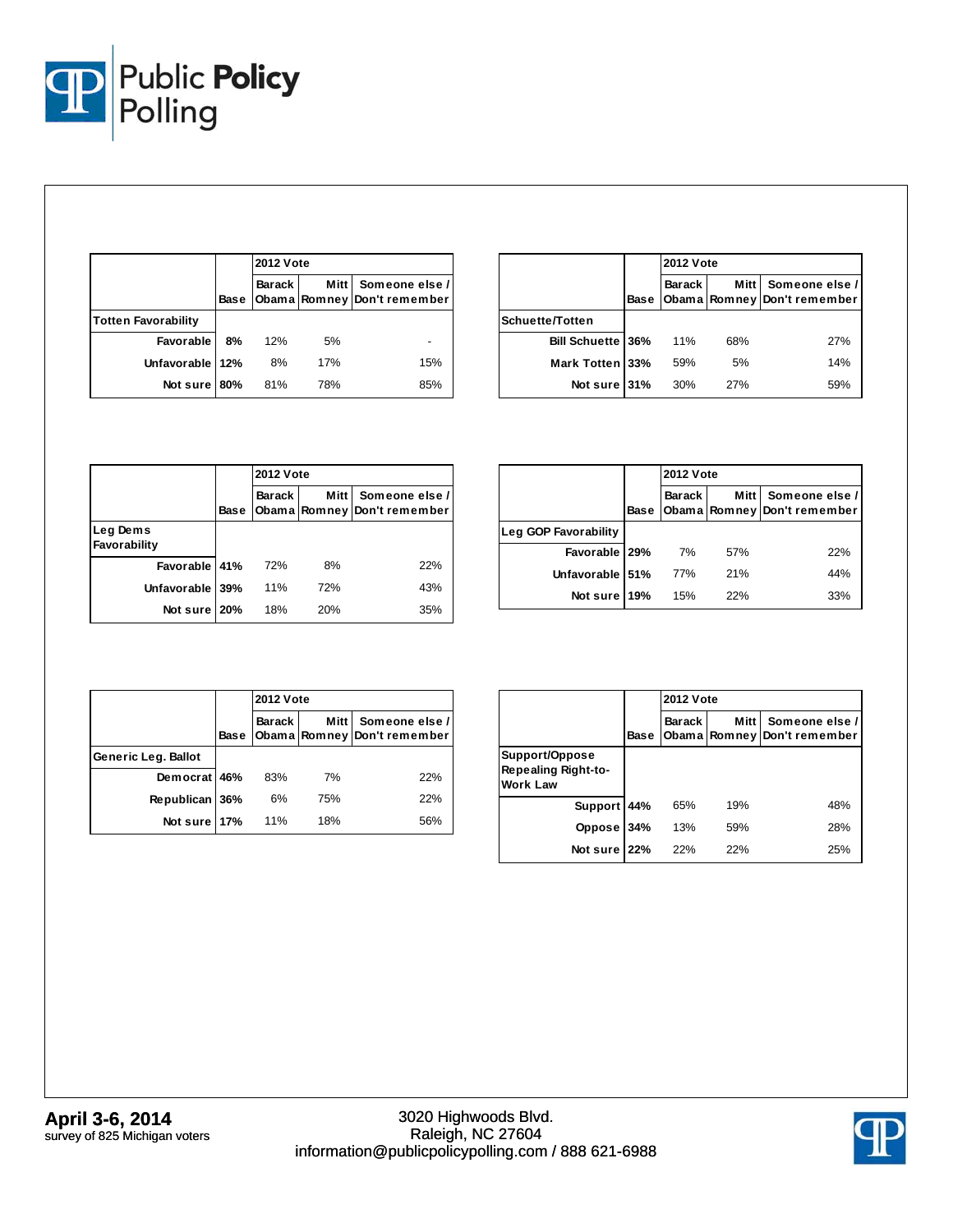| | Base | 2012 Vote | | |
|---|---|---|---|---|
| | | Barack Obama | Mitt Romney | Someone else / Don't remember |
| **Totten Favorability** | | | | |
| Favorable | 8% | 12% | 5% | - |
| Unfavorable | 12% | 8% | 17% | 15% |
| Not sure | 80% | 81% | 78% | 85% |

| | Base | 2012 Vote | | |
|---|---|---|---|---|
| | | Barack Obama | Mitt Romney | Someone else / Don't remember |
| **Schuette/Totten** | | | | |
| Bill Schuette | 36% | 11% | 68% | 27% |
| Mark Totten | 33% | 59% | 5% | 14% |
| Not sure | 31% | 30% | 27% | 59% |

| | Base | 2012 Vote | | |
|---|---|---|---|---|
| | | Barack Obama | Mitt Romney | Someone else / Don't remember |
| **Leg Dems Favorability** | | | | |
| Favorable | 41% | 72% | 8% | 22% |
| Unfavorable | 39% | 11% | 72% | 43% |
| Not sure | 20% | 18% | 20% | 35% |

| | Base | 2012 Vote | | |
|---|---|---|---|---|
| | | Barack Obama | Mitt Romney | Someone else / Don't remember |
| **Leg GOP Favorability** | | | | |
| Favorable | 29% | 7% | 57% | 22% |
| Unfavorable | 51% | 77% | 21% | 44% |
| Not sure | 19% | 15% | 22% | 33% |

| | Base | 2012 Vote | | |
|---|---|---|---|---|
| | | Barack Obama | Mitt Romney | Someone else / Don't remember |
| **Generic Leg. Ballot** | | | | |
| Democrat | 46% | 83% | 7% | 22% |
| Republican | 36% | 6% | 75% | 22% |
| Not sure | 17% | 11% | 18% | 56% |

| | Base | 2012 Vote | | |
|---|---|---|---|---|
| | | Barack Obama | Mitt Romney | Someone else / Don't remember |
| **Support/Oppose Repealing Right-to-Work Law** | | | | |
| Support | 44% | 65% | 19% | 48% |
| Oppose | 34% | 13% | 59% | 28% |
| Not sure | 22% | 22% | 22% | 25% |

**April 3-6, 2014**
survey of 825 Michigan voters

3020 Highwoods Blvd.
Raleigh, NC 27604
information@publicpolicypolling.com / 888 621-6988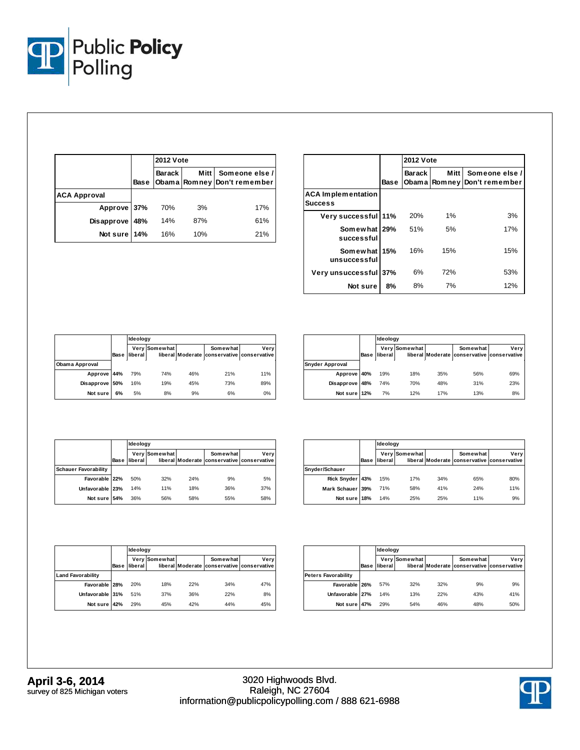| | Base | 2012 Vote | | |
|---|---|---|---|---|
| | | Barack Obama | Mitt Romney | Someone else / Don't remember |
| **ACA Approval** | | | | |
| Approve | 37% | 70% | 3% | 17% |
| Disapprove | 48% | 14% | 87% | 61% |
| Not sure | 14% | 16% | 10% | 21% |

| | Base | 2012 Vote | | |
|---|---|---|---|---|
| | | Barack Obama | Mitt Romney | Someone else / Don't remember |
| **ACA Implementation Success** | | | | |
| Very successful | 11% | 20% | 1% | 3% |
| Somewhat successful | 29% | 51% | 5% | 17% |
| Somewhat unsuccessful | 15% | 16% | 15% | 15% |
| Very unsuccessful | 37% | 6% | 72% | 53% |
| Not sure | 8% | 8% | 7% | 12% |

| | Base | Ideology | | | | |
|---|---|---|---|---|---|---|
| | | Very liberal | Somewhat liberal | Moderate | Somewhat conservative | Very conservative |
| **Obama Approval** | | | | | | |
| Approve | 44% | 79% | 74% | 46% | 21% | 11% |
| Disapprove | 50% | 16% | 19% | 45% | 73% | 89% |
| Not sure | 6% | 5% | 8% | 9% | 6% | 0% |

| | Base | Ideology | | | | |
|---|---|---|---|---|---|---|
| | | Very liberal | Somewhat liberal | Moderate | Somewhat conservative | Very conservative |
| **Snyder Approval** | | | | | | |
| Approve | 40% | 19% | 18% | 35% | 56% | 69% |
| Disapprove | 48% | 74% | 70% | 48% | 31% | 23% |
| Not sure | 12% | 7% | 12% | 17% | 13% | 8% |

| | Base | Ideology | | | | |
|---|---|---|---|---|---|---|
| | | Very liberal | Somewhat liberal | Moderate | Somewhat conservative | Very conservative |
| **Schauer Favorability** | | | | | | |
| Favorable | 22% | 50% | 32% | 24% | 9% | 5% |
| Unfavorable | 23% | 14% | 11% | 18% | 36% | 37% |
| Not sure | 54% | 36% | 56% | 58% | 55% | 58% |

| | Base | Ideology | | | | |
|---|---|---|---|---|---|---|
| | | Very liberal | Somewhat liberal | Moderate | Somewhat conservative | Very conservative |
| **Snyder/Schauer** | | | | | | |
| Rick Snyder | 43% | 15% | 17% | 34% | 65% | 80% |
| Mark Schauer | 39% | 71% | 58% | 41% | 24% | 11% |
| Not sure | 18% | 14% | 25% | 25% | 11% | 9% |

| | Base | Ideology | | | | |
|---|---|---|---|---|---|---|
| | | Very liberal | Somewhat liberal | Moderate | Somewhat conservative | Very conservative |
| **Land Favorability** | | | | | | |
| Favorable | 28% | 20% | 18% | 22% | 34% | 47% |
| Unfavorable | 31% | 51% | 37% | 36% | 22% | 8% |
| Not sure | 42% | 29% | 45% | 42% | 44% | 45% |

| | Base | Ideology | | | | |
|---|---|---|---|---|---|---|
| | | Very liberal | Somewhat liberal | Moderate | Somewhat conservative | Very conservative |
| **Peters Favorability** | | | | | | |
| Favorable | 26% | 57% | 32% | 32% | 9% | 9% |
| Unfavorable | 27% | 14% | 13% | 22% | 43% | 41% |
| Not sure | 47% | 29% | 54% | 46% | 48% | 50% |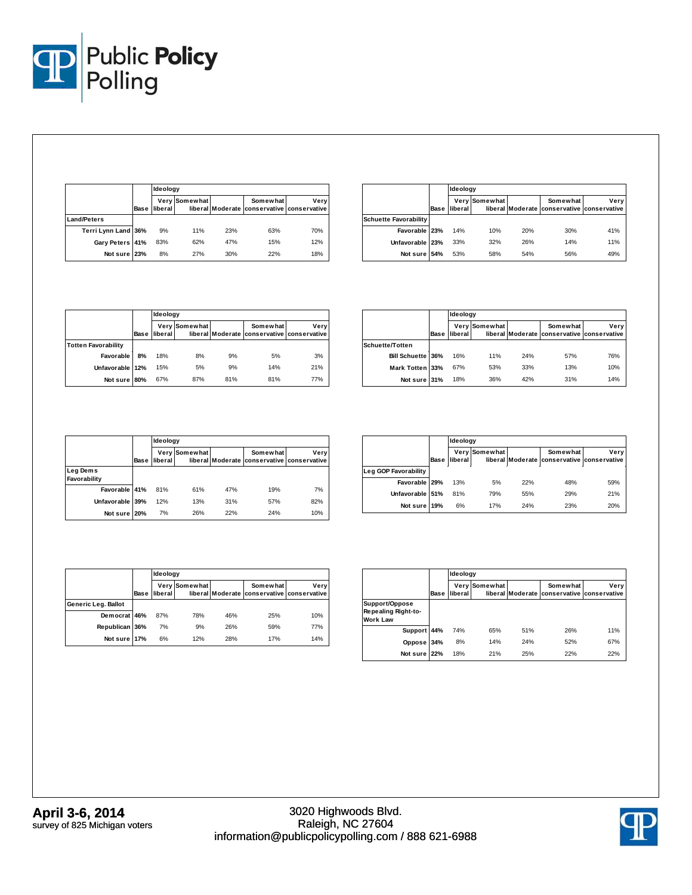| | Base | Ideology Very liberal | Somewhat liberal | Moderate | Somewhat conservative | Very conservative |
|---|---|---|---|---|---|---|
| **Land/Peters** | | | | | | |
| Terri Lynn Land | 36% | 9% | 11% | 23% | 63% | 70% |
| Gary Peters | 41% | 83% | 62% | 47% | 15% | 12% |
| Not sure | 23% | 8% | 27% | 30% | 22% | 18% |

| | Base | Ideology Very liberal | Somewhat liberal | Moderate | Somewhat conservative | Very conservative |
|---|---|---|---|---|---|---|
| **Schuette Favorability** | | | | | | |
| Favorable | 23% | 14% | 10% | 20% | 30% | 41% |
| Unfavorable | 23% | 33% | 32% | 26% | 14% | 11% |
| Not sure | 54% | 53% | 58% | 54% | 56% | 49% |

| | Base | Ideology Very liberal | Somewhat liberal | Moderate | Somewhat conservative | Very conservative |
|---|---|---|---|---|---|---|
| **Totten Favorability** | | | | | | |
| Favorable | 8% | 18% | 8% | 9% | 5% | 3% |
| Unfavorable | 12% | 15% | 5% | 9% | 14% | 21% |
| Not sure | 80% | 67% | 87% | 81% | 81% | 77% |

| | Base | Ideology Very liberal | Somewhat liberal | Moderate | Somewhat conservative | Very conservative |
|---|---|---|---|---|---|---|
| **Schuette/Totten** | | | | | | |
| Bill Schuette | 36% | 16% | 11% | 24% | 57% | 76% |
| Mark Totten | 33% | 67% | 53% | 33% | 13% | 10% |
| Not sure | 31% | 18% | 36% | 42% | 31% | 14% |

| | Base | Ideology Very liberal | Somewhat liberal | Moderate | Somewhat conservative | Very conservative |
|---|---|---|---|---|---|---|
| **Leg Dems Favorability** | | | | | | |
| Favorable | 41% | 81% | 61% | 47% | 19% | 7% |
| Unfavorable | 39% | 12% | 13% | 31% | 57% | 82% |
| Not sure | 20% | 7% | 26% | 22% | 24% | 10% |

| | Base | Ideology Very liberal | Somewhat liberal | Moderate | Somewhat conservative | Very conservative |
|---|---|---|---|---|---|---|
| **Leg GOP Favorability** | | | | | | |
| Favorable | 29% | 13% | 5% | 22% | 48% | 59% |
| Unfavorable | 51% | 81% | 79% | 55% | 29% | 21% |
| Not sure | 19% | 6% | 17% | 24% | 23% | 20% |

| | Base | Ideology Very liberal | Somewhat liberal | Moderate | Somewhat conservative | Very conservative |
|---|---|---|---|---|---|---|
| **Generic Leg. Ballot** | | | | | | |
| Democrat | 46% | 87% | 78% | 46% | 25% | 10% |
| Republican | 36% | 7% | 9% | 26% | 59% | 77% |
| Not sure | 17% | 6% | 12% | 28% | 17% | 14% |

| | Base | Ideology Very liberal | Somewhat liberal | Moderate | Somewhat conservative | Very conservative |
|---|---|---|---|---|---|---|
| **Support/Oppose Repealing Right-to-Work Law** | | | | | | |
| Support | 44% | 74% | 65% | 51% | 26% | 11% |
| Oppose | 34% | 8% | 14% | 24% | 52% | 67% |
| Not sure | 22% | 18% | 21% | 25% | 22% | 22% |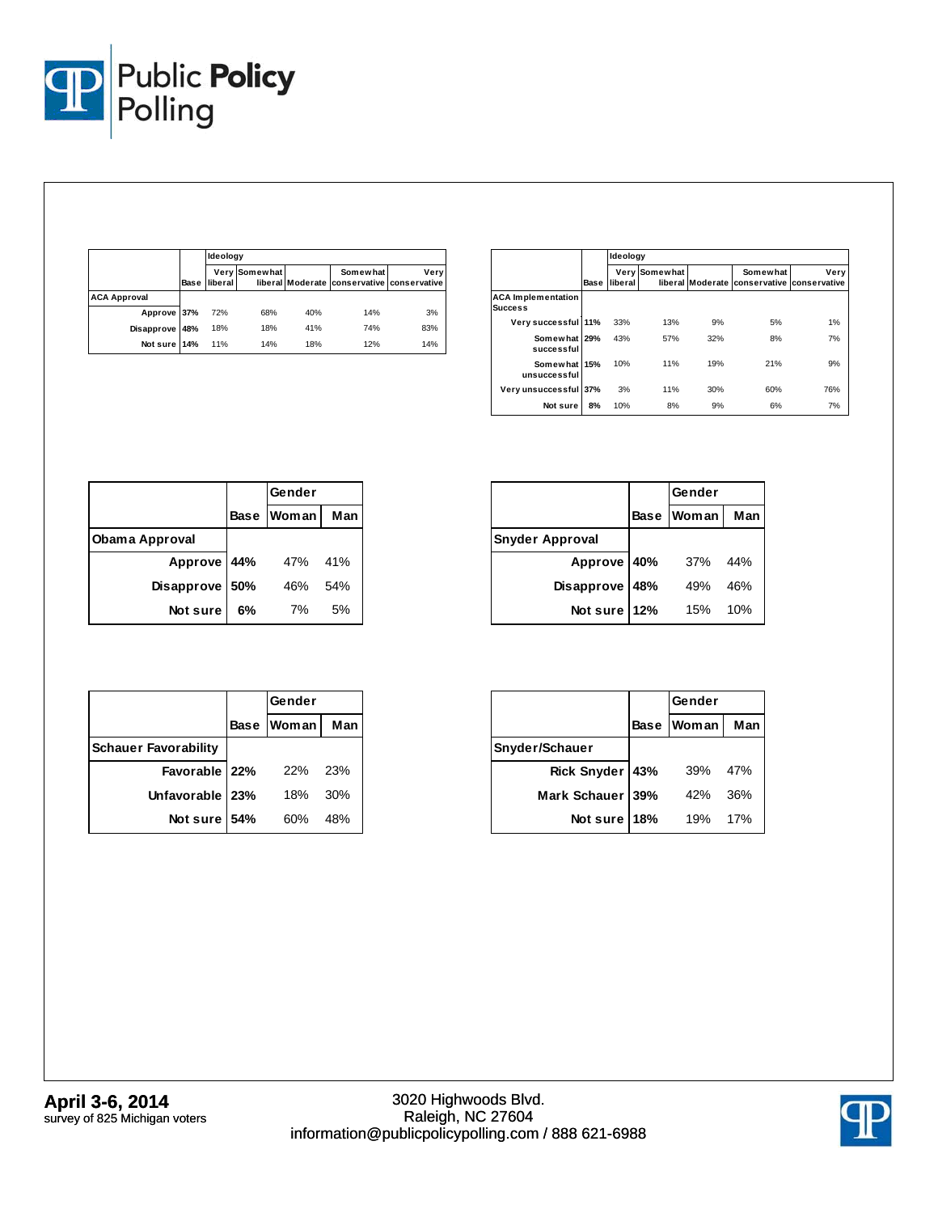|  | Base | Ideology |  |  |  |  |
|---|---|---|---|---|---|---|
|  |  | Very liberal | Somewhat liberal | Moderate | Somewhat conservative | Very conservative |
| **ACA Approval** |  |  |  |  |  |  |
| Approve | 37% | 72% | 68% | 40% | 14% | 3% |
| Disapprove | 48% | 18% | 18% | 41% | 74% | 83% |
| Not sure | 14% | 11% | 14% | 18% | 12% | 14% |

|  | Base | Ideology |  |  |  |  |
|---|---|---|---|---|---|---|
|  |  | Very liberal | Somewhat liberal | Moderate | Somewhat conservative | Very conservative |
| **ACA Implementation Success** |  |  |  |  |  |  |
| Very successful | 11% | 33% | 13% | 9% | 5% | 1% |
| Somewhat successful | 29% | 43% | 57% | 32% | 8% | 7% |
| Somewhat unsuccessful | 15% | 10% | 11% | 19% | 21% | 9% |
| Very unsuccessful | 37% | 3% | 11% | 30% | 60% | 76% |
| Not sure | 8% | 10% | 8% | 9% | 6% | 7% |

|  | Base | Gender |  |
|---|---|---|---|
|  |  | Woman | Man |
| **Obama Approval** |  |  |  |
| Approve | 44% | 47% | 41% |
| Disapprove | 50% | 46% | 54% |
| Not sure | 6% | 7% | 5% |

|  | Base | Gender |  |
|---|---|---|---|
|  |  | Woman | Man |
| **Snyder Approval** |  |  |  |
| Approve | 40% | 37% | 44% |
| Disapprove | 48% | 49% | 46% |
| Not sure | 12% | 15% | 10% |

|  | Base | Gender |  |
|---|---|---|---|
|  |  | Woman | Man |
| **Schauer Favorability** |  |  |  |
| Favorable | 22% | 22% | 23% |
| Unfavorable | 23% | 18% | 30% |
| Not sure | 54% | 60% | 48% |

|  | Base | Gender |  |
|---|---|---|---|
|  |  | Woman | Man |
| **Snyder/Schauer** |  |  |  |
| Rick Snyder | 43% | 39% | 47% |
| Mark Schauer | 39% | 42% | 36% |
| Not sure | 18% | 19% | 17% |

**April 3-6, 2014**
survey of 825 Michigan voters

3020 Highwoods Blvd.
Raleigh, NC 27604
information@publicpolicypolling.com / 888 621-6988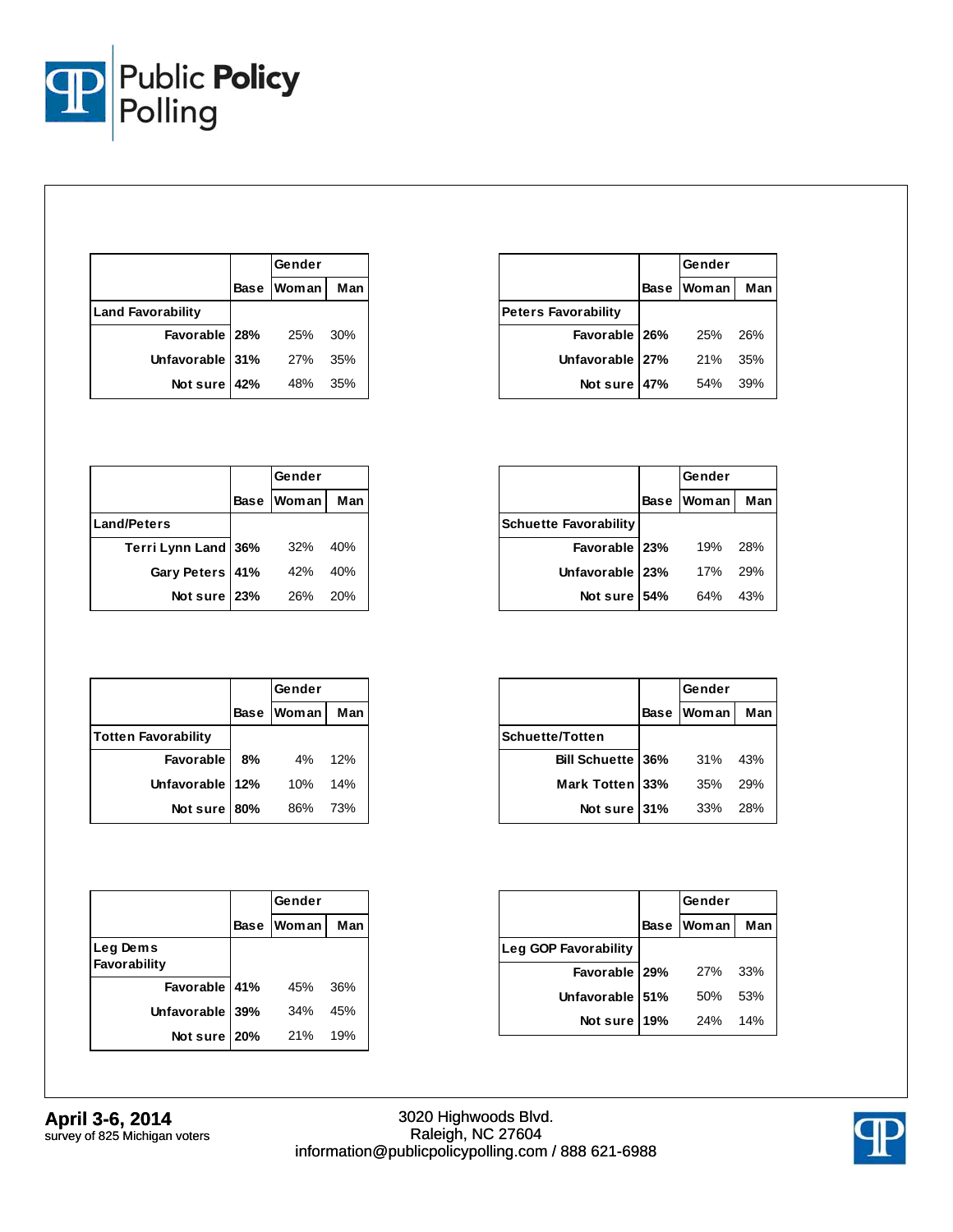# Public Policy Polling

| | Base | Gender Woman | Gender Man |
|---|---|---|---|
| **Land Favorability** | | | |
| Favorable | 28% | 25% | 30% |
| Unfavorable | 31% | 27% | 35% |
| Not sure | 42% | 48% | 35% |

| | Base | Gender Woman | Gender Man |
|---|---|---|---|
| **Peters Favorability** | | | |
| Favorable | 26% | 25% | 26% |
| Unfavorable | 27% | 21% | 35% |
| Not sure | 47% | 54% | 39% |

| | Base | Gender Woman | Gender Man |
|---|---|---|---|
| **Land/Peters** | | | |
| Terri Lynn Land | 36% | 32% | 40% |
| Gary Peters | 41% | 42% | 40% |
| Not sure | 23% | 26% | 20% |

| | Base | Gender Woman | Gender Man |
|---|---|---|---|
| **Schuette Favorability** | | | |
| Favorable | 23% | 19% | 28% |
| Unfavorable | 23% | 17% | 29% |
| Not sure | 54% | 64% | 43% |

| | Base | Gender Woman | Gender Man |
|---|---|---|---|
| **Totten Favorability** | | | |
| Favorable | 8% | 4% | 12% |
| Unfavorable | 12% | 10% | 14% |
| Not sure | 80% | 86% | 73% |

| | Base | Gender Woman | Gender Man |
|---|---|---|---|
| **Schuette/Totten** | | | |
| Bill Schuette | 36% | 31% | 43% |
| Mark Totten | 33% | 35% | 29% |
| Not sure | 31% | 33% | 28% |

| | Base | Gender Woman | Gender Man |
|---|---|---|---|
| **Leg Dems Favorability** | | | |
| Favorable | 41% | 45% | 36% |
| Unfavorable | 39% | 34% | 45% |
| Not sure | 20% | 21% | 19% |

| | Base | Gender Woman | Gender Man |
|---|---|---|---|
| **Leg GOP Favorability** | | | |
| Favorable | 29% | 27% | 33% |
| Unfavorable | 51% | 50% | 53% |
| Not sure | 19% | 24% | 14% |

**April 3-6, 2014**
survey of 825 Michigan voters

3020 Highwoods Blvd.
Raleigh, NC 27604
information@publicpolicypolling.com / 888 621-6988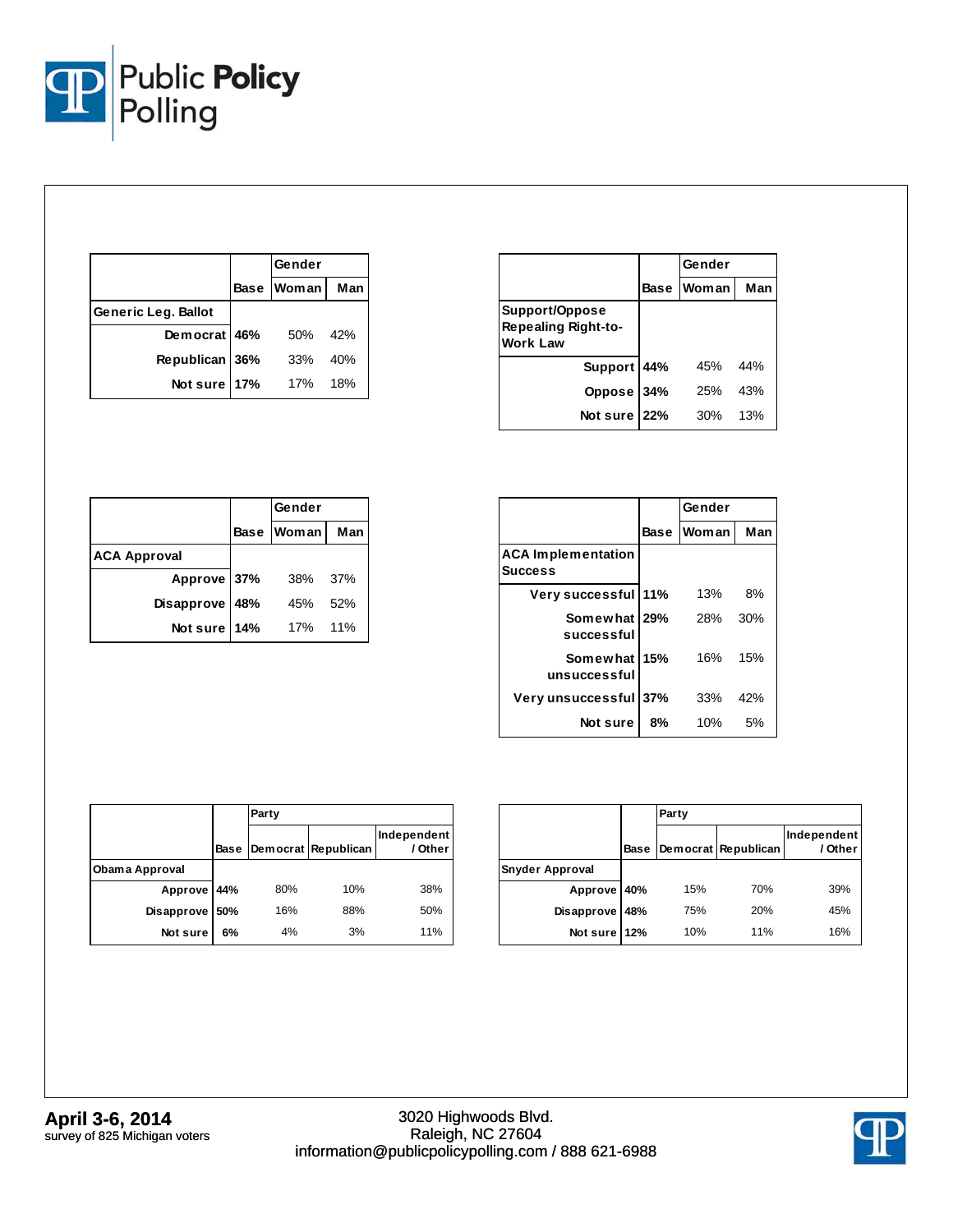| | Base | Gender | |
|---|---|---|---|
| | | Woman | Man |
| **Generic Leg. Ballot** | | | |
| Democrat | 46% | 50% | 42% |
| Republican | 36% | 33% | 40% |
| Not sure | 17% | 17% | 18% |

| | Base | Gender | |
|---|---|---|---|
| | | Woman | Man |
| **Support/Oppose Repealing Right-to-Work Law** | | | |
| Support | 44% | 45% | 44% |
| Oppose | 34% | 25% | 43% |
| Not sure | 22% | 30% | 13% |

| | Base | Gender | |
|---|---|---|---|
| | | Woman | Man |
| **ACA Approval** | | | |
| Approve | 37% | 38% | 37% |
| Disapprove | 48% | 45% | 52% |
| Not sure | 14% | 17% | 11% |

| | Base | Gender | |
|---|---|---|---|
| | | Woman | Man |
| **ACA Implementation Success** | | | |
| Very successful | 11% | 13% | 8% |
| Somewhat successful | 29% | 28% | 30% |
| Somewhat unsuccessful | 15% | 16% | 15% |
| Very unsuccessful | 37% | 33% | 42% |
| Not sure | 8% | 10% | 5% |

| | Base | Party | | |
|---|---|---|---|---|
| | | Democrat | Republican | Independent / Other |
| **Obama Approval** | | | | |
| Approve | 44% | 80% | 10% | 38% |
| Disapprove | 50% | 16% | 88% | 50% |
| Not sure | 6% | 4% | 3% | 11% |

| | Base | Party | | |
|---|---|---|---|---|
| | | Democrat | Republican | Independent / Other |
| **Snyder Approval** | | | | |
| Approve | 40% | 15% | 70% | 39% |
| Disapprove | 48% | 75% | 20% | 45% |
| Not sure | 12% | 10% | 11% | 16% |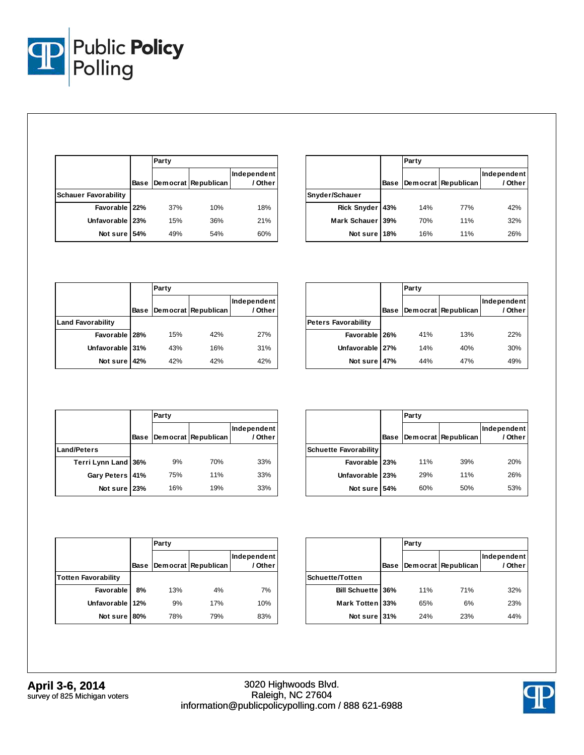| | Base | Party | | |
|---|---|---|---|---|
| | | Democrat | Republican | Independent / Other |
| **Schauer Favorability** | | | | |
| Favorable | 22% | 37% | 10% | 18% |
| Unfavorable | 23% | 15% | 36% | 21% |
| Not sure | 54% | 49% | 54% | 60% |

| | Base | Party | | |
|---|---|---|---|---|
| | | Democrat | Republican | Independent / Other |
| **Snyder/Schauer** | | | | |
| Rick Snyder | 43% | 14% | 77% | 42% |
| Mark Schauer | 39% | 70% | 11% | 32% |
| Not sure | 18% | 16% | 11% | 26% |

| | Base | Party | | |
|---|---|---|---|---|
| | | Democrat | Republican | Independent / Other |
| **Land Favorability** | | | | |
| Favorable | 28% | 15% | 42% | 27% |
| Unfavorable | 31% | 43% | 16% | 31% |
| Not sure | 42% | 42% | 42% | 42% |

| | Base | Party | | |
|---|---|---|---|---|
| | | Democrat | Republican | Independent / Other |
| **Peters Favorability** | | | | |
| Favorable | 26% | 41% | 13% | 22% |
| Unfavorable | 27% | 14% | 40% | 30% |
| Not sure | 47% | 44% | 47% | 49% |

| | Base | Party | | |
|---|---|---|---|---|
| | | Democrat | Republican | Independent / Other |
| **Land/Peters** | | | | |
| Terri Lynn Land | 36% | 9% | 70% | 33% |
| Gary Peters | 41% | 75% | 11% | 33% |
| Not sure | 23% | 16% | 19% | 33% |

| | Base | Party | | |
|---|---|---|---|---|
| | | Democrat | Republican | Independent / Other |
| **Schuette Favorability** | | | | |
| Favorable | 23% | 11% | 39% | 20% |
| Unfavorable | 23% | 29% | 11% | 26% |
| Not sure | 54% | 60% | 50% | 53% |

| | Base | Party | | |
|---|---|---|---|---|
| | | Democrat | Republican | Independent / Other |
| **Totten Favorability** | | | | |
| Favorable | 8% | 13% | 4% | 7% |
| Unfavorable | 12% | 9% | 17% | 10% |
| Not sure | 80% | 78% | 79% | 83% |

| | Base | Party | | |
|---|---|---|---|---|
| | | Democrat | Republican | Independent / Other |
| **Schuette/Totten** | | | | |
| Bill Schuette | 36% | 11% | 71% | 32% |
| Mark Totten | 33% | 65% | 6% | 23% |
| Not sure | 31% | 24% | 23% | 44% |

**April 3-6, 2014**
survey of 825 Michigan voters

3020 Highwoods Blvd.
Raleigh, NC 27604
information@publicpolicypolling.com / 888 621-6988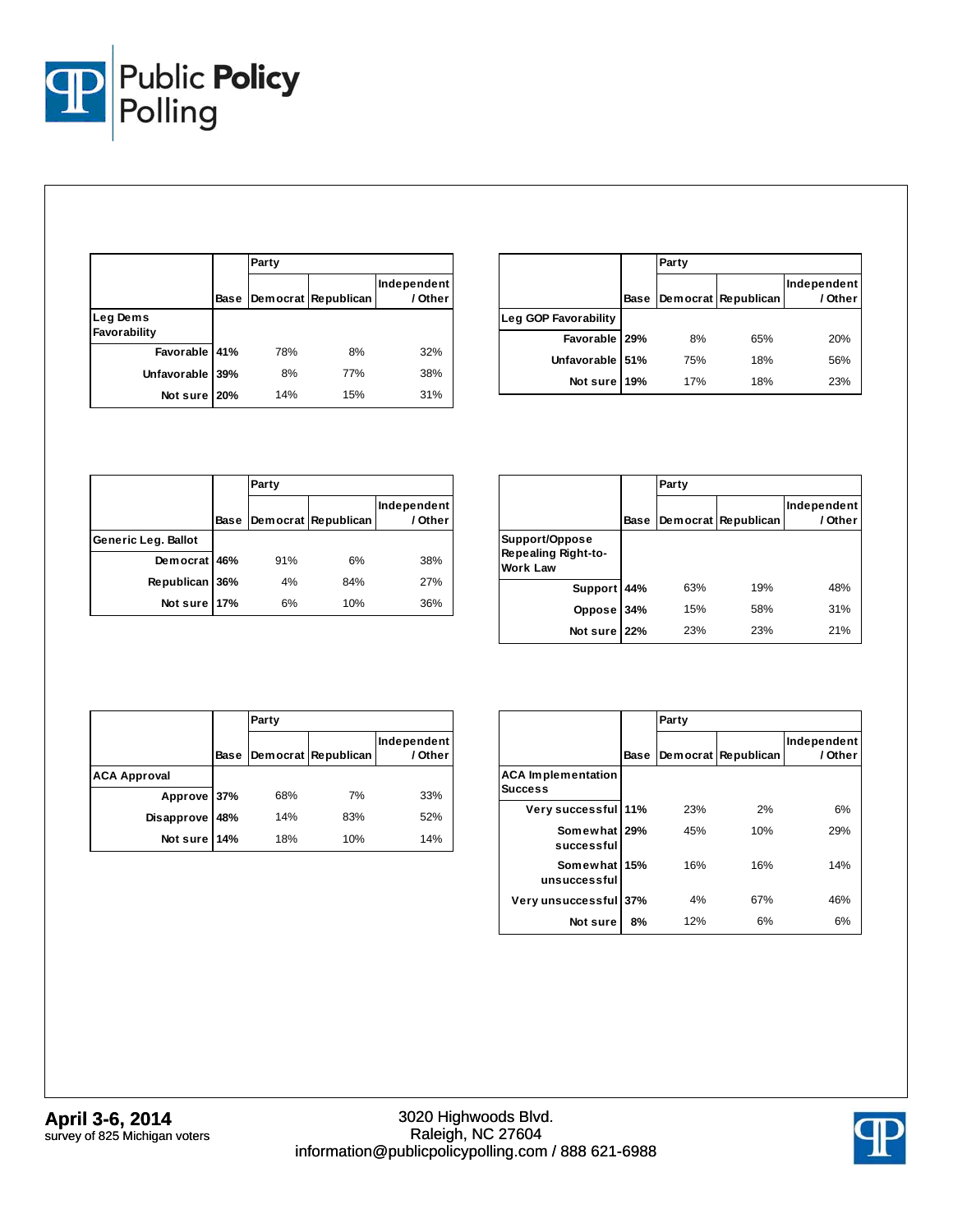| | Base | Party | | |
|---|---|---|---|---|
| | | Democrat | Republican | Independent / Other |
| **Leg Dems Favorability** | | | | |
| Favorable | 41% | 78% | 8% | 32% |
| Unfavorable | 39% | 8% | 77% | 38% |
| Not sure | 20% | 14% | 15% | 31% |

| | Base | Party | | |
|---|---|---|---|---|
| | | Democrat | Republican | Independent / Other |
| **Leg GOP Favorability** | | | | |
| Favorable | 29% | 8% | 65% | 20% |
| Unfavorable | 51% | 75% | 18% | 56% |
| Not sure | 19% | 17% | 18% | 23% |

| | Base | Party | | |
|---|---|---|---|---|
| | | Democrat | Republican | Independent / Other |
| **Generic Leg. Ballot** | | | | |
| Democrat | 46% | 91% | 6% | 38% |
| Republican | 36% | 4% | 84% | 27% |
| Not sure | 17% | 6% | 10% | 36% |

| | Base | Party | | |
|---|---|---|---|---|
| | | Democrat | Republican | Independent / Other |
| **Support/Oppose Repealing Right-to-Work Law** | | | | |
| Support | 44% | 63% | 19% | 48% |
| Oppose | 34% | 15% | 58% | 31% |
| Not sure | 22% | 23% | 23% | 21% |

| | Base | Party | | |
|---|---|---|---|---|
| | | Democrat | Republican | Independent / Other |
| **ACA Approval** | | | | |
| Approve | 37% | 68% | 7% | 33% |
| Disapprove | 48% | 14% | 83% | 52% |
| Not sure | 14% | 18% | 10% | 14% |

| | Base | Party | | |
|---|---|---|---|---|
| | | Democrat | Republican | Independent / Other |
| **ACA Implementation Success** | | | | |
| Very successful | 11% | 23% | 2% | 6% |
| Somewhat successful | 29% | 45% | 10% | 29% |
| Somewhat unsuccessful | 15% | 16% | 16% | 14% |
| Very unsuccessful | 37% | 4% | 67% | 46% |
| Not sure | 8% | 12% | 6% | 6% |

**April 3-6, 2014**
survey of 825 Michigan voters

3020 Highwoods Blvd.
Raleigh, NC 27604
information@publicpolicypolling.com / 888 621-6988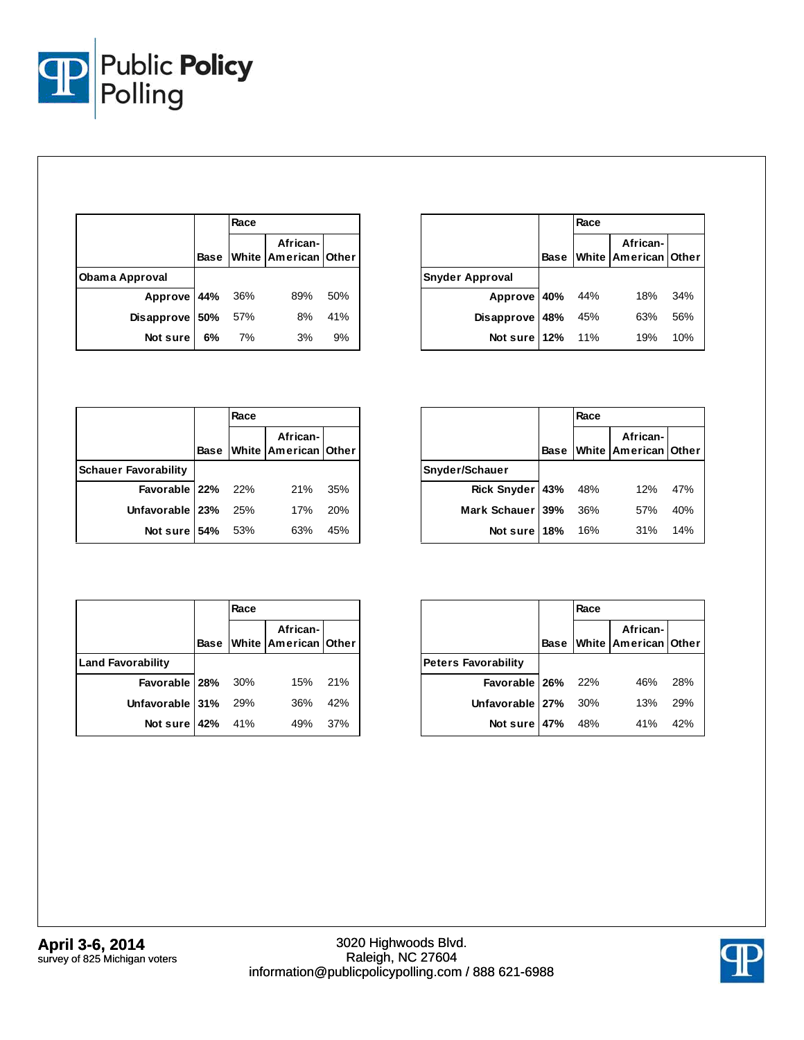| | Base | Race | | |
|---|---|---|---|---|
| | | White | African-American | Other |
| **Obama Approval** | | | | |
| Approve | 44% | 36% | 89% | 50% |
| Disapprove | 50% | 57% | 8% | 41% |
| Not sure | 6% | 7% | 3% | 9% |

| | Base | Race | | |
|---|---|---|---|---|
| | | White | African-American | Other |
| **Snyder Approval** | | | | |
| Approve | 40% | 44% | 18% | 34% |
| Disapprove | 48% | 45% | 63% | 56% |
| Not sure | 12% | 11% | 19% | 10% |

| | Base | Race | | |
|---|---|---|---|---|
| | | White | African-American | Other |
| **Schauer Favorability** | | | | |
| Favorable | 22% | 22% | 21% | 35% |
| Unfavorable | 23% | 25% | 17% | 20% |
| Not sure | 54% | 53% | 63% | 45% |

| | Base | Race | | |
|---|---|---|---|---|
| | | White | African-American | Other |
| **Snyder/Schauer** | | | | |
| Rick Snyder | 43% | 48% | 12% | 47% |
| Mark Schauer | 39% | 36% | 57% | 40% |
| Not sure | 18% | 16% | 31% | 14% |

| | Base | Race | | |
|---|---|---|---|---|
| | | White | African-American | Other |
| **Land Favorability** | | | | |
| Favorable | 28% | 30% | 15% | 21% |
| Unfavorable | 31% | 29% | 36% | 42% |
| Not sure | 42% | 41% | 49% | 37% |

| | Base | Race | | |
|---|---|---|---|---|
| | | White | African-American | Other |
| **Peters Favorability** | | | | |
| Favorable | 26% | 22% | 46% | 28% |
| Unfavorable | 27% | 30% | 13% | 29% |
| Not sure | 47% | 48% | 41% | 42% |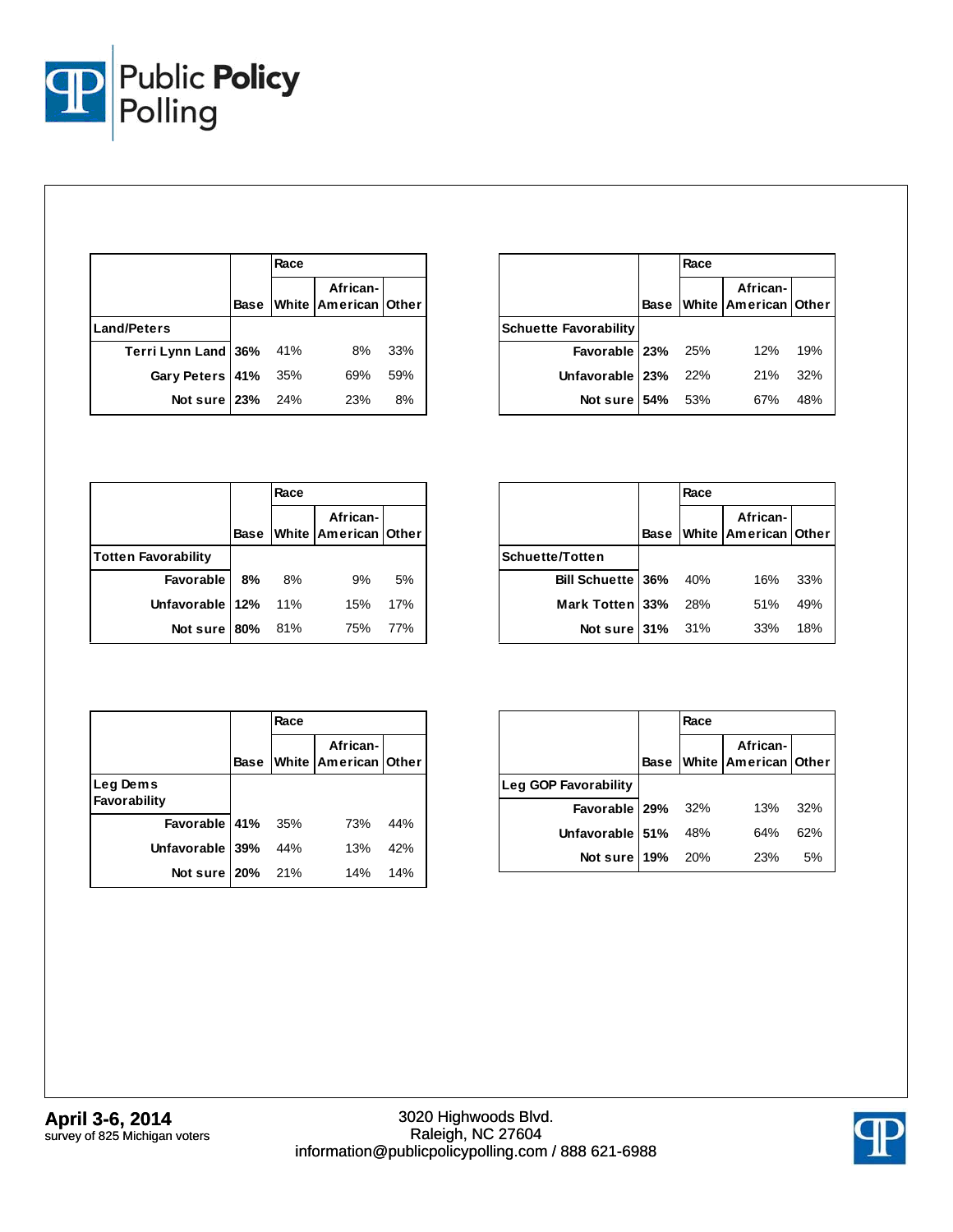| Land/Peters | Base | Race: White | Race: African-American | Race: Other |
|---|---|---|---|---|
| Terri Lynn Land | **36%** | 41% | 8% | 33% |
| Gary Peters | **41%** | 35% | 69% | 59% |
| Not sure | **23%** | 24% | 23% | 8% |

| Schuette Favorability | Base | Race: White | Race: African-American | Race: Other |
|---|---|---|---|---|
| Favorable | **23%** | 25% | 12% | 19% |
| Unfavorable | **23%** | 22% | 21% | 32% |
| Not sure | **54%** | 53% | 67% | 48% |

| Totten Favorability | Base | Race: White | Race: African-American | Race: Other |
|---|---|---|---|---|
| Favorable | **8%** | 8% | 9% | 5% |
| Unfavorable | **12%** | 11% | 15% | 17% |
| Not sure | **80%** | 81% | 75% | 77% |

| Schuette/Totten | Base | Race: White | Race: African-American | Race: Other |
|---|---|---|---|---|
| Bill Schuette | **36%** | 40% | 16% | 33% |
| Mark Totten | **33%** | 28% | 51% | 49% |
| Not sure | **31%** | 31% | 33% | 18% |

| Leg Dems Favorability | Base | Race: White | Race: African-American | Race: Other |
|---|---|---|---|---|
| Favorable | **41%** | 35% | 73% | 44% |
| Unfavorable | **39%** | 44% | 13% | 42% |
| Not sure | **20%** | 21% | 14% | 14% |

| Leg GOP Favorability | Base | Race: White | Race: African-American | Race: Other |
|---|---|---|---|---|
| Favorable | **29%** | 32% | 13% | 32% |
| Unfavorable | **51%** | 48% | 64% | 62% |
| Not sure | **19%** | 20% | 23% | 5% |

**April 3-6, 2014**
survey of 825 Michigan voters

3020 Highwoods Blvd.
Raleigh, NC 27604
information@publicpolicypolling.com / 888 621-6988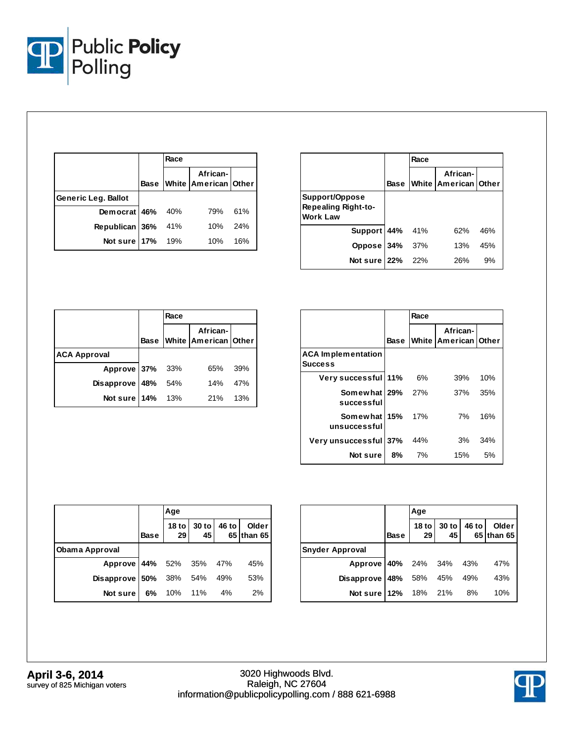| | Base | Race | | |
|---|---|---|---|---|
| | | White | African-American | Other |
| **Generic Leg. Ballot** | | | | |
| Democrat | 46% | 40% | 79% | 61% |
| Republican | 36% | 41% | 10% | 24% |
| Not sure | 17% | 19% | 10% | 16% |

| | Base | Race | | |
|---|---|---|---|---|
| | | White | African-American | Other |
| **Support/Oppose Repealing Right-to-Work Law** | | | | |
| Support | 44% | 41% | 62% | 46% |
| Oppose | 34% | 37% | 13% | 45% |
| Not sure | 22% | 22% | 26% | 9% |

| | Base | Race | | |
|---|---|---|---|---|
| | | White | African-American | Other |
| **ACA Approval** | | | | |
| Approve | 37% | 33% | 65% | 39% |
| Disapprove | 48% | 54% | 14% | 47% |
| Not sure | 14% | 13% | 21% | 13% |

| | Base | Race | | |
|---|---|---|---|---|
| | | White | African-American | Other |
| **ACA Implementation Success** | | | | |
| Very successful | 11% | 6% | 39% | 10% |
| Somewhat successful | 29% | 27% | 37% | 35% |
| Somewhat unsuccessful | 15% | 17% | 7% | 16% |
| Very unsuccessful | 37% | 44% | 3% | 34% |
| Not sure | 8% | 7% | 15% | 5% |

| | Base | Age | | | |
|---|---|---|---|---|---|
| | | 18 to 29 | 30 to 45 | 46 to 65 | Older than 65 |
| **Obama Approval** | | | | | |
| Approve | 44% | 52% | 35% | 47% | 45% |
| Disapprove | 50% | 38% | 54% | 49% | 53% |
| Not sure | 6% | 10% | 11% | 4% | 2% |

| | Base | Age | | | |
|---|---|---|---|---|---|
| | | 18 to 29 | 30 to 45 | 46 to 65 | Older than 65 |
| **Snyder Approval** | | | | | |
| Approve | 40% | 24% | 34% | 43% | 47% |
| Disapprove | 48% | 58% | 45% | 49% | 43% |
| Not sure | 12% | 18% | 21% | 8% | 10% |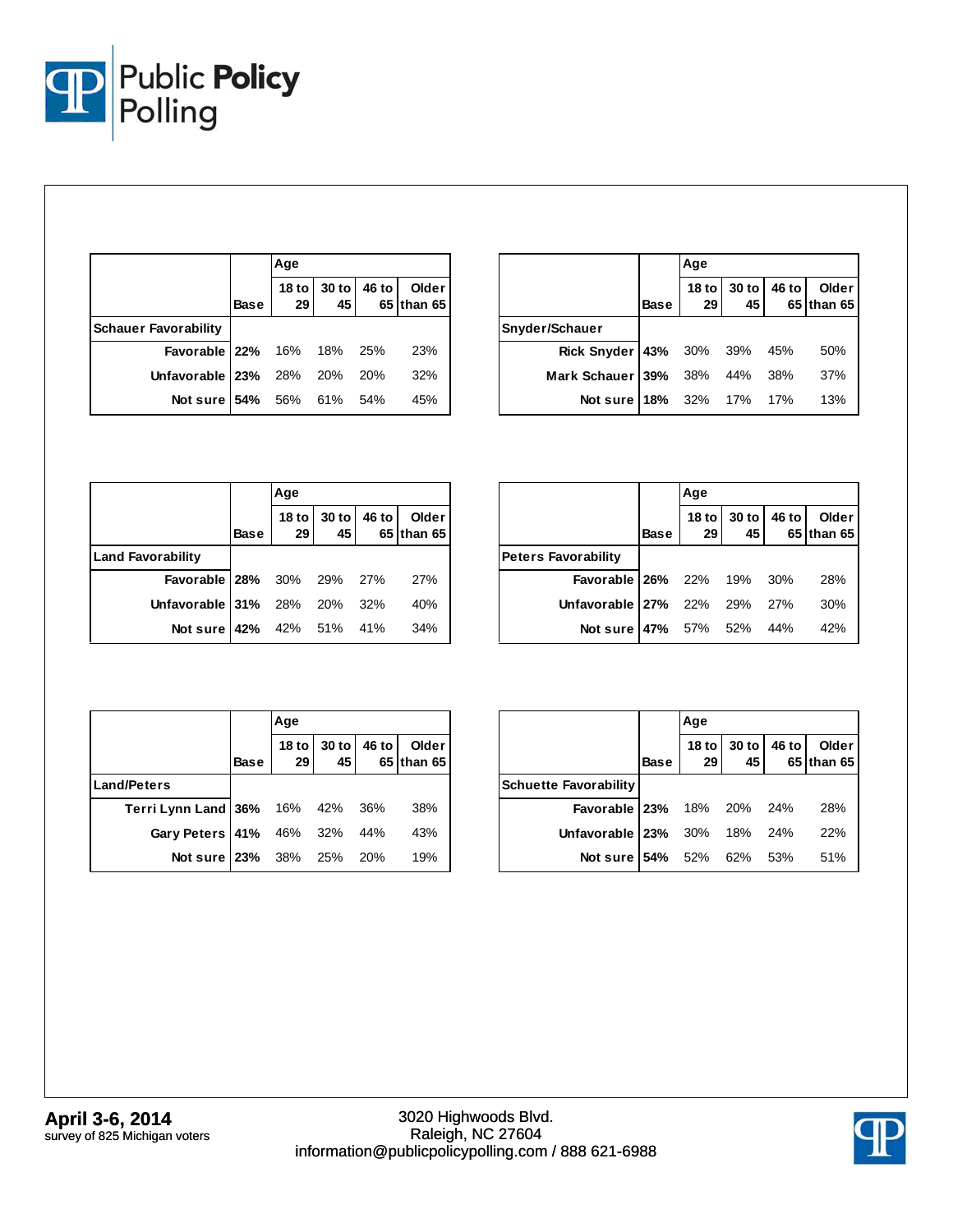| Schauer Favorability | Base | Age: 18 to 29 | 30 to 45 | 46 to 65 | Older than 65 |
|---|---|---|---|---|---|
| Favorable | 22% | 16% | 18% | 25% | 23% |
| Unfavorable | 23% | 28% | 20% | 20% | 32% |
| Not sure | 54% | 56% | 61% | 54% | 45% |

| Snyder/Schauer | Base | Age: 18 to 29 | 30 to 45 | 46 to 65 | Older than 65 |
|---|---|---|---|---|---|
| Rick Snyder | 43% | 30% | 39% | 45% | 50% |
| Mark Schauer | 39% | 38% | 44% | 38% | 37% |
| Not sure | 18% | 32% | 17% | 17% | 13% |

| Land Favorability | Base | Age: 18 to 29 | 30 to 45 | 46 to 65 | Older than 65 |
|---|---|---|---|---|---|
| Favorable | 28% | 30% | 29% | 27% | 27% |
| Unfavorable | 31% | 28% | 20% | 32% | 40% |
| Not sure | 42% | 42% | 51% | 41% | 34% |

| Peters Favorability | Base | Age: 18 to 29 | 30 to 45 | 46 to 65 | Older than 65 |
|---|---|---|---|---|---|
| Favorable | 26% | 22% | 19% | 30% | 28% |
| Unfavorable | 27% | 22% | 29% | 27% | 30% |
| Not sure | 47% | 57% | 52% | 44% | 42% |

| Land/Peters | Base | Age: 18 to 29 | 30 to 45 | 46 to 65 | Older than 65 |
|---|---|---|---|---|---|
| Terri Lynn Land | 36% | 16% | 42% | 36% | 38% |
| Gary Peters | 41% | 46% | 32% | 44% | 43% |
| Not sure | 23% | 38% | 25% | 20% | 19% |

| Schuette Favorability | Base | Age: 18 to 29 | 30 to 45 | 46 to 65 | Older than 65 |
|---|---|---|---|---|---|
| Favorable | 23% | 18% | 20% | 24% | 28% |
| Unfavorable | 23% | 30% | 18% | 24% | 22% |
| Not sure | 54% | 52% | 62% | 53% | 51% |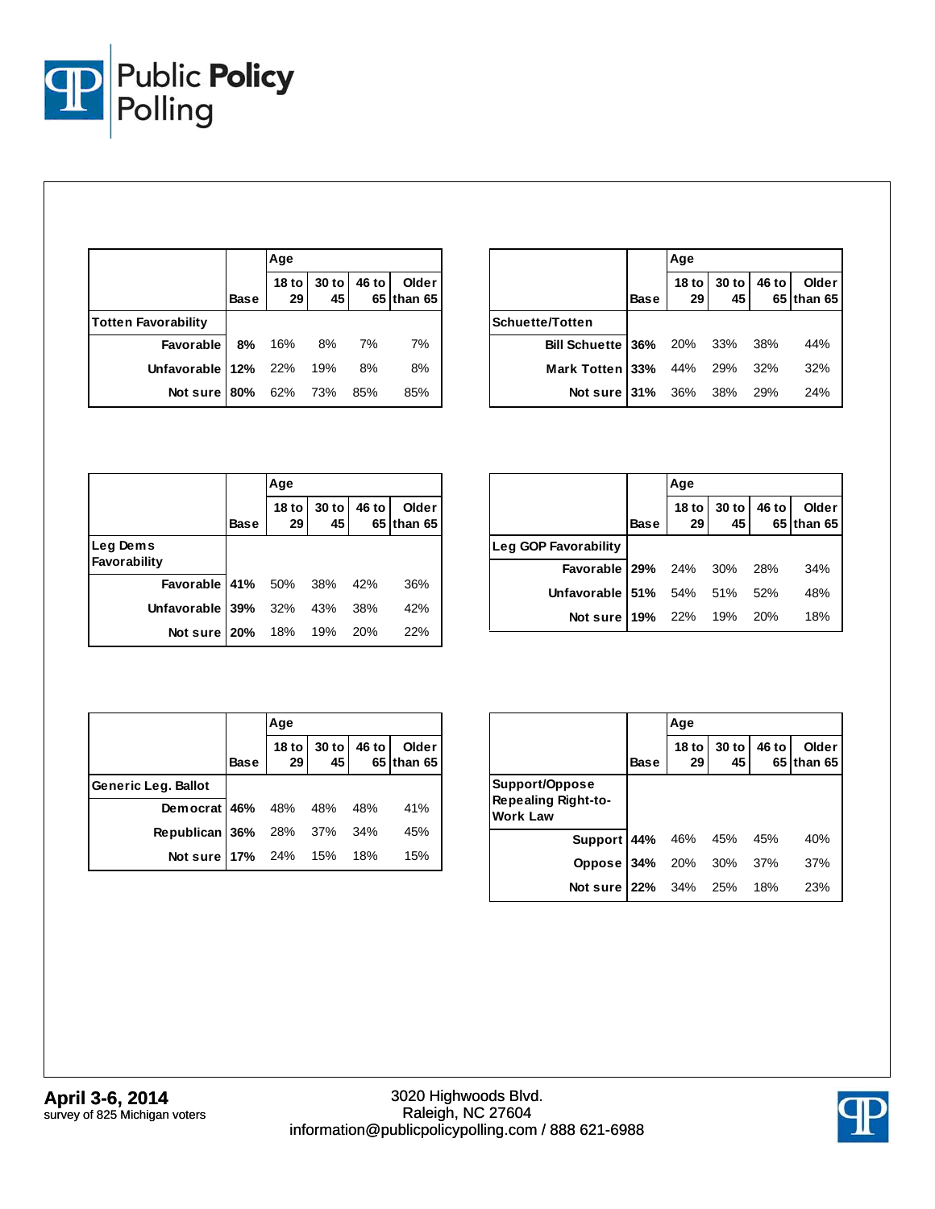| | Base | Age | | | |
|---|---|---|---|---|---|
| | | 18 to 29 | 30 to 45 | 46 to 65 | Older than 65 |
| **Totten Favorability** | | | | | |
| Favorable | 8% | 16% | 8% | 7% | 7% |
| Unfavorable | 12% | 22% | 19% | 8% | 8% |
| Not sure | 80% | 62% | 73% | 85% | 85% |

| | Base | Age | | | |
|---|---|---|---|---|---|
| | | 18 to 29 | 30 to 45 | 46 to 65 | Older than 65 |
| **Schuette/Totten** | | | | | |
| Bill Schuette | 36% | 20% | 33% | 38% | 44% |
| Mark Totten | 33% | 44% | 29% | 32% | 32% |
| Not sure | 31% | 36% | 38% | 29% | 24% |

| | Base | Age | | | |
|---|---|---|---|---|---|
| | | 18 to 29 | 30 to 45 | 46 to 65 | Older than 65 |
| **Leg Dems Favorability** | | | | | |
| Favorable | 41% | 50% | 38% | 42% | 36% |
| Unfavorable | 39% | 32% | 43% | 38% | 42% |
| Not sure | 20% | 18% | 19% | 20% | 22% |

| | Base | Age | | | |
|---|---|---|---|---|---|
| | | 18 to 29 | 30 to 45 | 46 to 65 | Older than 65 |
| **Leg GOP Favorability** | | | | | |
| Favorable | 29% | 24% | 30% | 28% | 34% |
| Unfavorable | 51% | 54% | 51% | 52% | 48% |
| Not sure | 19% | 22% | 19% | 20% | 18% |

| | Base | Age | | | |
|---|---|---|---|---|---|
| | | 18 to 29 | 30 to 45 | 46 to 65 | Older than 65 |
| **Generic Leg. Ballot** | | | | | |
| Democrat | 46% | 48% | 48% | 48% | 41% |
| Republican | 36% | 28% | 37% | 34% | 45% |
| Not sure | 17% | 24% | 15% | 18% | 15% |

| | Base | Age | | | |
|---|---|---|---|---|---|
| | | 18 to 29 | 30 to 45 | 46 to 65 | Older than 65 |
| **Support/Oppose Repealing Right-to-Work Law** | | | | | |
| Support | 44% | 46% | 45% | 45% | 40% |
| Oppose | 34% | 20% | 30% | 37% | 37% |
| Not sure | 22% | 34% | 25% | 18% | 23% |

**April 3-6, 2014**
survey of 825 Michigan voters

3020 Highwoods Blvd.
Raleigh, NC 27604
information@publicpolicypolling.com / 888 621-6988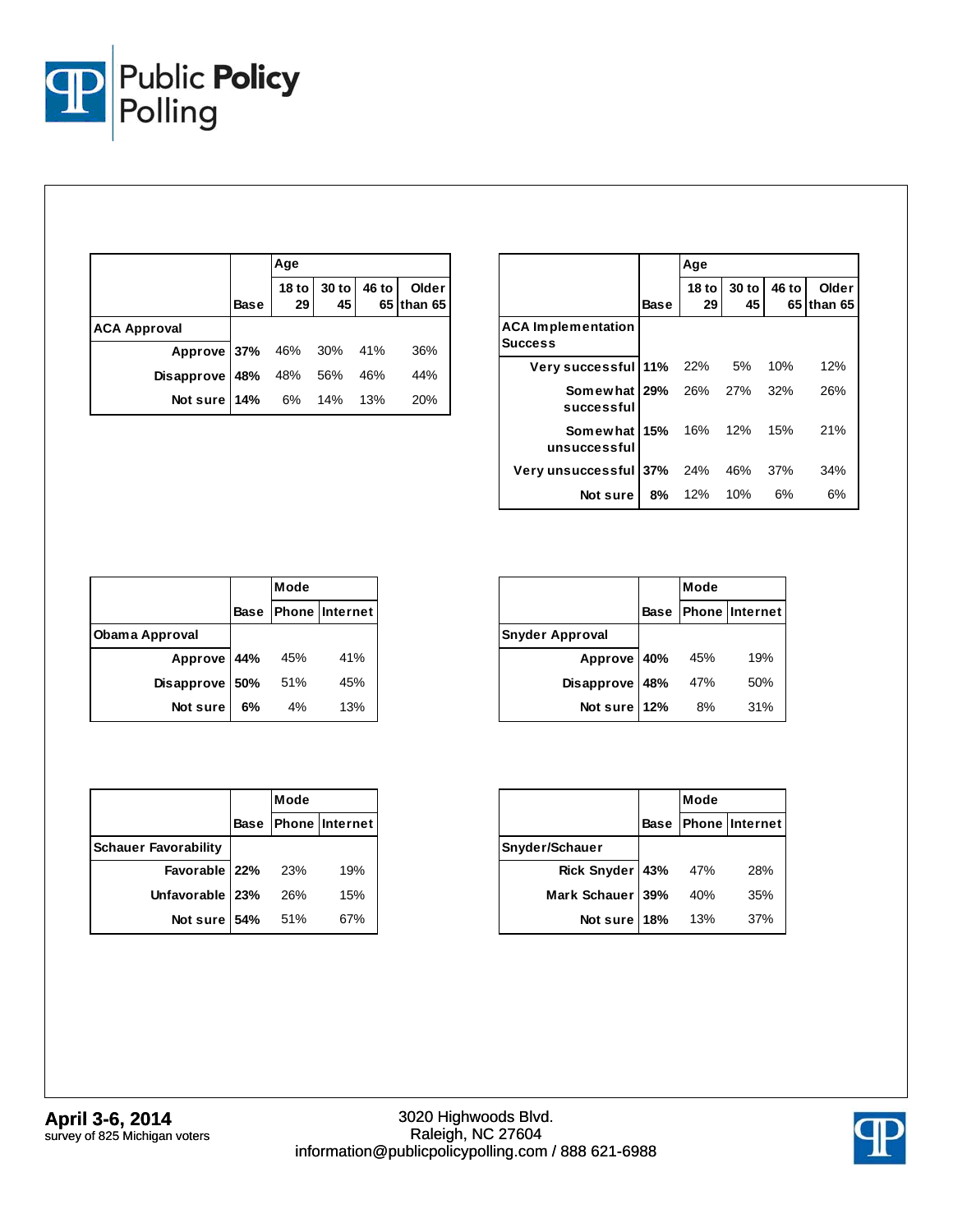| | Base | Age | | | |
|---|---|---|---|---|---|
| | | 18 to 29 | 30 to 45 | 46 to 65 | Older than 65 |
| **ACA Approval** | | | | | |
| Approve | **37%** | 46% | 30% | 41% | 36% |
| Disapprove | **48%** | 48% | 56% | 46% | 44% |
| Not sure | **14%** | 6% | 14% | 13% | 20% |

| | Base | Age | | | |
|---|---|---|---|---|---|
| | | 18 to 29 | 30 to 45 | 46 to 65 | Older than 65 |
| **ACA Implementation Success** | | | | | |
| Very successful | **11%** | 22% | 5% | 10% | 12% |
| Somewhat successful | **29%** | 26% | 27% | 32% | 26% |
| Somewhat unsuccessful | **15%** | 16% | 12% | 15% | 21% |
| Very unsuccessful | **37%** | 24% | 46% | 37% | 34% |
| Not sure | **8%** | 12% | 10% | 6% | 6% |

| | Base | Mode | |
|---|---|---|---|
| | | Phone | Internet |
| **Obama Approval** | | | |
| Approve | **44%** | 45% | 41% |
| Disapprove | **50%** | 51% | 45% |
| Not sure | **6%** | 4% | 13% |

| | Base | Mode | |
|---|---|---|---|
| | | Phone | Internet |
| **Snyder Approval** | | | |
| Approve | **40%** | 45% | 19% |
| Disapprove | **48%** | 47% | 50% |
| Not sure | **12%** | 8% | 31% |

| | Base | Mode | |
|---|---|---|---|
| | | Phone | Internet |
| **Schauer Favorability** | | | |
| Favorable | **22%** | 23% | 19% |
| Unfavorable | **23%** | 26% | 15% |
| Not sure | **54%** | 51% | 67% |

| | Base | Mode | |
|---|---|---|---|
| | | Phone | Internet |
| **Snyder/Schauer** | | | |
| Rick Snyder | **43%** | 47% | 28% |
| Mark Schauer | **39%** | 40% | 35% |
| Not sure | **18%** | 13% | 37% |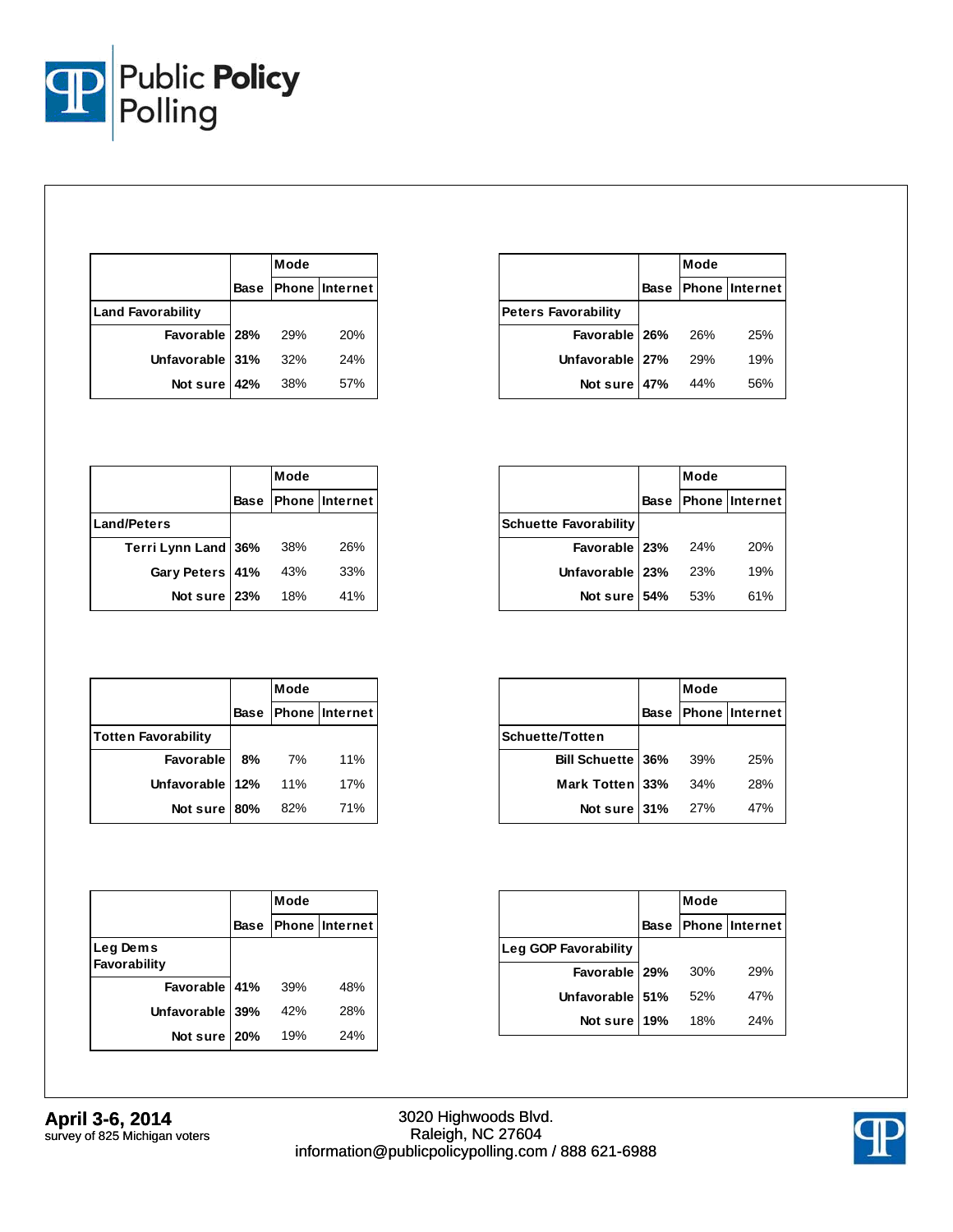| | Base | Mode | |
|---|---|---|---|
| | | Phone | Internet |
| **Land Favorability** | | | |
| Favorable | 28% | 29% | 20% |
| Unfavorable | 31% | 32% | 24% |
| Not sure | 42% | 38% | 57% |

| | Base | Mode | |
|---|---|---|---|
| | | Phone | Internet |
| **Peters Favorability** | | | |
| Favorable | 26% | 26% | 25% |
| Unfavorable | 27% | 29% | 19% |
| Not sure | 47% | 44% | 56% |

| | Base | Mode | |
|---|---|---|---|
| | | Phone | Internet |
| **Land/Peters** | | | |
| Terri Lynn Land | 36% | 38% | 26% |
| Gary Peters | 41% | 43% | 33% |
| Not sure | 23% | 18% | 41% |

| | Base | Mode | |
|---|---|---|---|
| | | Phone | Internet |
| **Schuette Favorability** | | | |
| Favorable | 23% | 24% | 20% |
| Unfavorable | 23% | 23% | 19% |
| Not sure | 54% | 53% | 61% |

| | Base | Mode | |
|---|---|---|---|
| | | Phone | Internet |
| **Totten Favorability** | | | |
| Favorable | 8% | 7% | 11% |
| Unfavorable | 12% | 11% | 17% |
| Not sure | 80% | 82% | 71% |

| | Base | Mode | |
|---|---|---|---|
| | | Phone | Internet |
| **Schuette/Totten** | | | |
| Bill Schuette | 36% | 39% | 25% |
| Mark Totten | 33% | 34% | 28% |
| Not sure | 31% | 27% | 47% |

| | Base | Mode | |
|---|---|---|---|
| | | Phone | Internet |
| **Leg Dems Favorability** | | | |
| Favorable | 41% | 39% | 48% |
| Unfavorable | 39% | 42% | 28% |
| Not sure | 20% | 19% | 24% |

| | Base | Mode | |
|---|---|---|---|
| | | Phone | Internet |
| **Leg GOP Favorability** | | | |
| Favorable | 29% | 30% | 29% |
| Unfavorable | 51% | 52% | 47% |
| Not sure | 19% | 18% | 24% |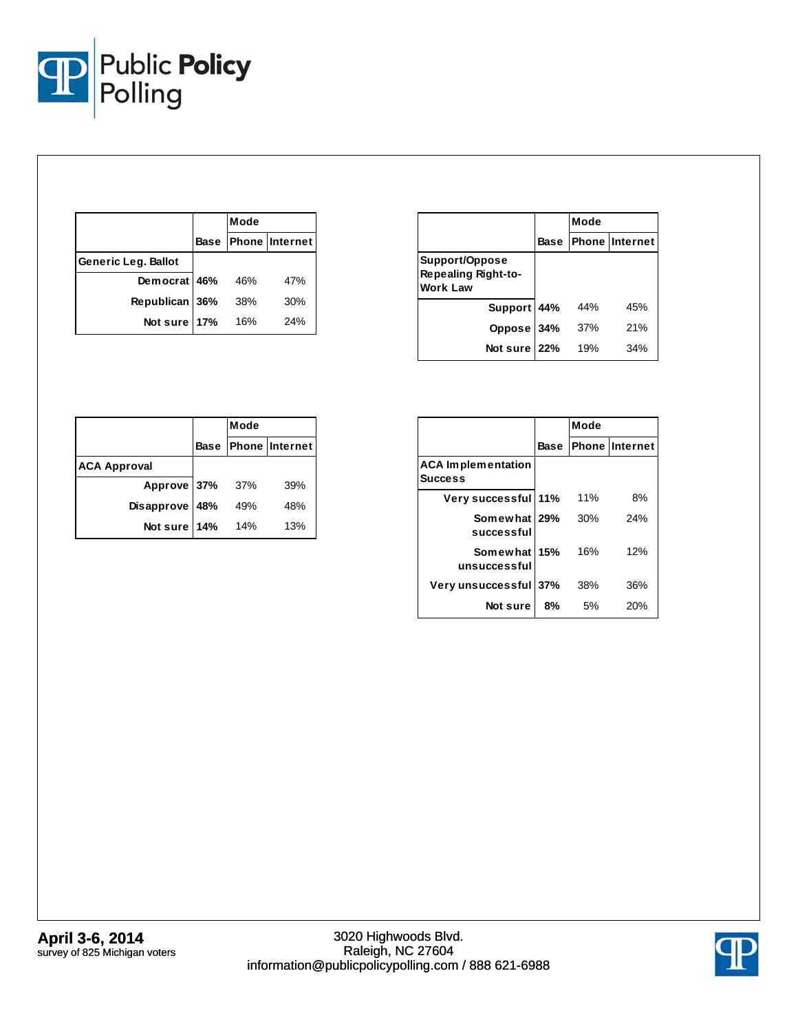| | Base | Mode | |
|---|---|---|---|
| | | Phone | Internet |
| **Generic Leg. Ballot** | | | |
| Democrat | **46%** | 46% | 47% |
| Republican | **36%** | 38% | 30% |
| Not sure | **17%** | 16% | 24% |

| | Base | Mode | |
|---|---|---|---|
| | | Phone | Internet |
| **Support/Oppose Repealing Right-to-Work Law** | | | |
| Support | **44%** | 44% | 45% |
| Oppose | **34%** | 37% | 21% |
| Not sure | **22%** | 19% | 34% |

| | Base | Mode | |
|---|---|---|---|
| | | Phone | Internet |
| **ACA Approval** | | | |
| Approve | **37%** | 37% | 39% |
| Disapprove | **48%** | 49% | 48% |
| Not sure | **14%** | 14% | 13% |

| | Base | Mode | |
|---|---|---|---|
| | | Phone | Internet |
| **ACA Implementation Success** | | | |
| Very successful | **11%** | 11% | 8% |
| Somewhat successful | **29%** | 30% | 24% |
| Somewhat unsuccessful | **15%** | 16% | 12% |
| Very unsuccessful | **37%** | 38% | 36% |
| Not sure | **8%** | 5% | 20% |

**April 3-6, 2014**
survey of 825 Michigan voters

3020 Highwoods Blvd.
Raleigh, NC 27604
information@publicpolicypolling.com / 888 621-6988